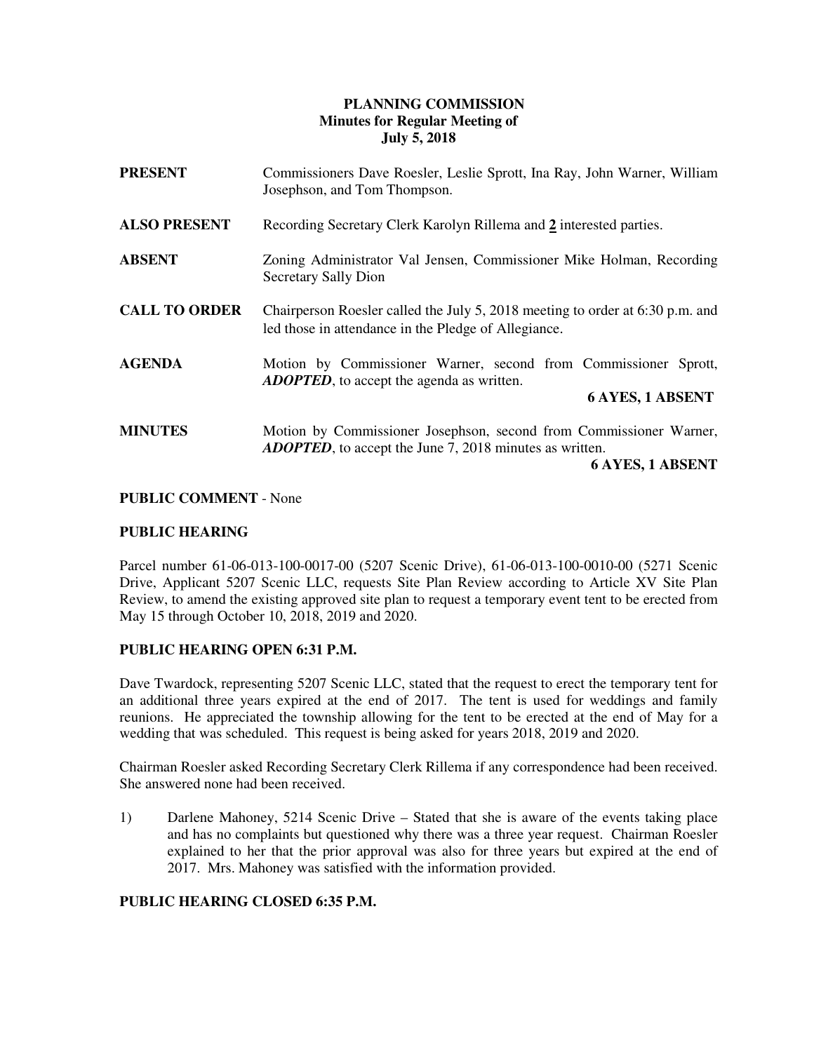# PLANNING COMMISSION
## Minutes for Regular Meeting of
## July 5, 2018

**PRESENT** Commissioners Dave Roesler, Leslie Sprott, Ina Ray, John Warner, William Josephson, and Tom Thompson.

**ALSO PRESENT** Recording Secretary Clerk Karolyn Rillema and **2** interested parties.

**ABSENT** Zoning Administrator Val Jensen, Commissioner Mike Holman, Recording Secretary Sally Dion

**CALL TO ORDER** Chairperson Roesler called the July 5, 2018 meeting to order at 6:30 p.m. and led those in attendance in the Pledge of Allegiance.

**AGENDA** Motion by Commissioner Warner, second from Commissioner Sprott, ***ADOPTED***, to accept the agenda as written.

**6 AYES, 1 ABSENT**

**MINUTES** Motion by Commissioner Josephson, second from Commissioner Warner, ***ADOPTED***, to accept the June 7, 2018 minutes as written.

**6 AYES, 1 ABSENT**

**PUBLIC COMMENT** - None

**PUBLIC HEARING**

Parcel number 61-06-013-100-0017-00 (5207 Scenic Drive), 61-06-013-100-0010-00 (5271 Scenic Drive, Applicant 5207 Scenic LLC, requests Site Plan Review according to Article XV Site Plan Review, to amend the existing approved site plan to request a temporary event tent to be erected from May 15 through October 10, 2018, 2019 and 2020.

**PUBLIC HEARING OPEN 6:31 P.M.**

Dave Twardock, representing 5207 Scenic LLC, stated that the request to erect the temporary tent for an additional three years expired at the end of 2017. The tent is used for weddings and family reunions. He appreciated the township allowing for the tent to be erected at the end of May for a wedding that was scheduled. This request is being asked for years 2018, 2019 and 2020.

Chairman Roesler asked Recording Secretary Clerk Rillema if any correspondence had been received. She answered none had been received.

1) Darlene Mahoney, 5214 Scenic Drive – Stated that she is aware of the events taking place and has no complaints but questioned why there was a three year request. Chairman Roesler explained to her that the prior approval was also for three years but expired at the end of 2017. Mrs. Mahoney was satisfied with the information provided.

**PUBLIC HEARING CLOSED 6:35 P.M.**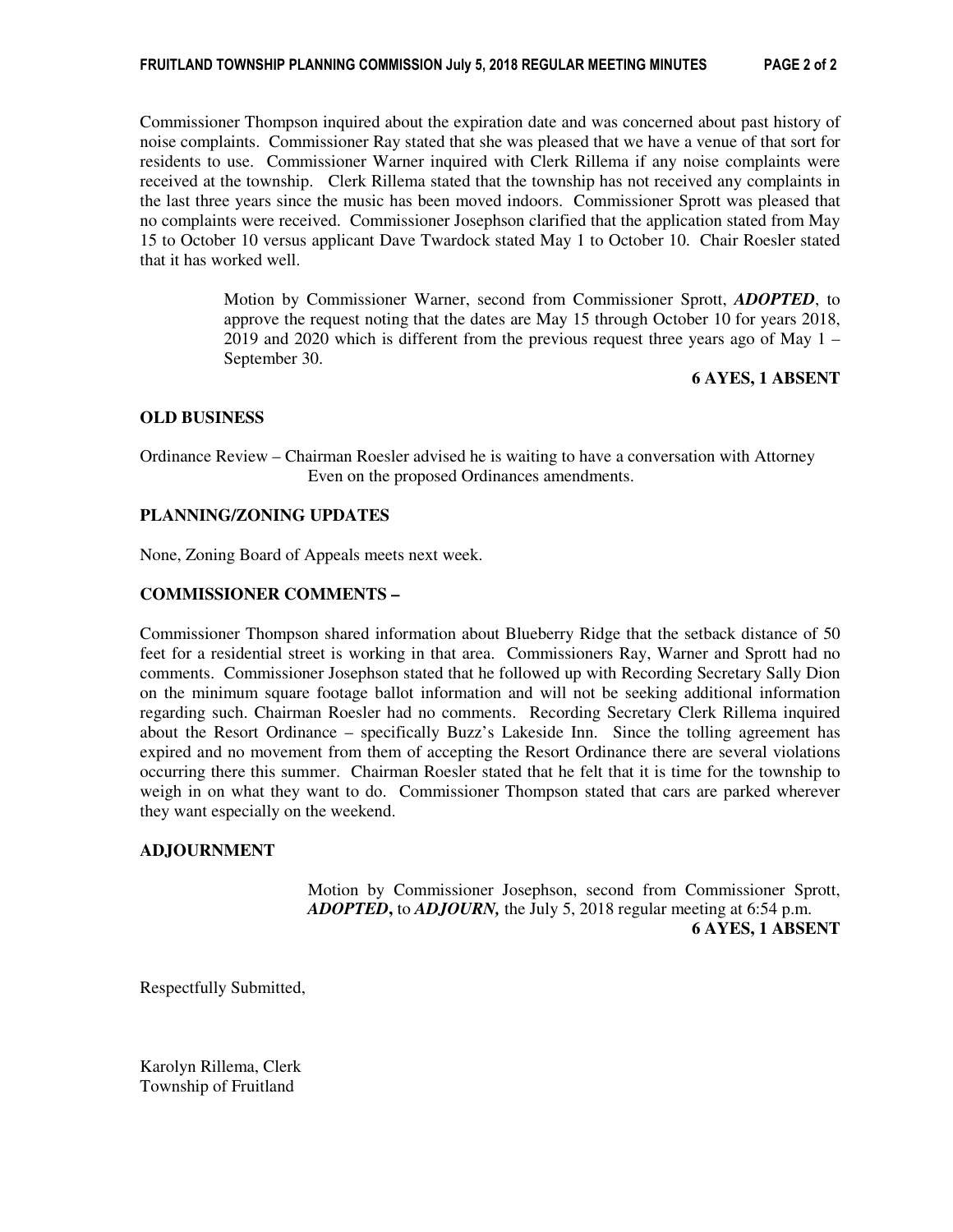Commissioner Thompson inquired about the expiration date and was concerned about past history of noise complaints. Commissioner Ray stated that she was pleased that we have a venue of that sort for residents to use. Commissioner Warner inquired with Clerk Rillema if any noise complaints were received at the township. Clerk Rillema stated that the township has not received any complaints in the last three years since the music has been moved indoors. Commissioner Sprott was pleased that no complaints were received. Commissioner Josephson clarified that the application stated from May 15 to October 10 versus applicant Dave Twardock stated May 1 to October 10. Chair Roesler stated that it has worked well.

> Motion by Commissioner Warner, second from Commissioner Sprott, ***ADOPTED***, to approve the request noting that the dates are May 15 through October 10 for years 2018, 2019 and 2020 which is different from the previous request three years ago of May 1 – September 30.
>
> **6 AYES, 1 ABSENT**

**OLD BUSINESS**

Ordinance Review – Chairman Roesler advised he is waiting to have a conversation with Attorney Even on the proposed Ordinances amendments.

**PLANNING/ZONING UPDATES**

None, Zoning Board of Appeals meets next week.

**COMMISSIONER COMMENTS –**

Commissioner Thompson shared information about Blueberry Ridge that the setback distance of 50 feet for a residential street is working in that area. Commissioners Ray, Warner and Sprott had no comments. Commissioner Josephson stated that he followed up with Recording Secretary Sally Dion on the minimum square footage ballot information and will not be seeking additional information regarding such. Chairman Roesler had no comments. Recording Secretary Clerk Rillema inquired about the Resort Ordinance – specifically Buzz's Lakeside Inn. Since the tolling agreement has expired and no movement from them of accepting the Resort Ordinance there are several violations occurring there this summer. Chairman Roesler stated that he felt that it is time for the township to weigh in on what they want to do. Commissioner Thompson stated that cars are parked wherever they want especially on the weekend.

**ADJOURNMENT**

> Motion by Commissioner Josephson, second from Commissioner Sprott, ***ADOPTED*****,** to ***ADJOURN,*** the July 5, 2018 regular meeting at 6:54 p.m.
>
> **6 AYES, 1 ABSENT**

Respectfully Submitted,

Karolyn Rillema, Clerk
Township of Fruitland